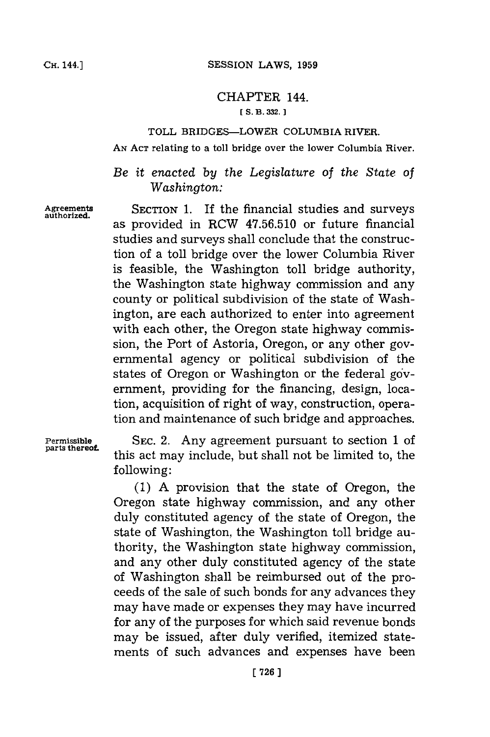# CHAPTER 144.

[ S. B. 332. ]

## TOLL BRIDGES—LOWER COLUMBIA RIVER.

AN ACT relating to a toll bridge over the lower Columbia River.

*Be it enacted by the Legislature of the State of Washington:*

**Agreements authorized.**

SECTION 1. If the financial studies and surveys as provided in RCW 47.56.510 or future financial studies and surveys shall conclude that the construction of a toll bridge over the lower Columbia River is feasible, the Washington toll bridge authority, the Washington state highway commission and any county or political subdivision of the state of Washington, are each authorized to enter into agreement with each other, the Oregon state highway commission, the Port of Astoria, Oregon, or any other governmental agency or political subdivision of the states of Oregon or Washington or the federal government, providing for the financing, design, location, acquisition of right of way, construction, operation and maintenance of such bridge and approaches.

**Permissible parts thereof.**

SEC. 2. Any agreement pursuant to section 1 of this act may include, but shall not be limited to, the following:

(1) A provision that the state of Oregon, the Oregon state highway commission, and any other duly constituted agency of the state of Oregon, the state of Washington, the Washington toll bridge authority, the Washington state highway commission, and any other duly constituted agency of the state of Washington shall be reimbursed out of the proceeds of the sale of such bonds for any advances they may have made or expenses they may have incurred for any of the purposes for which said revenue bonds may be issued, after duly verified, itemized statements of such advances and expenses have been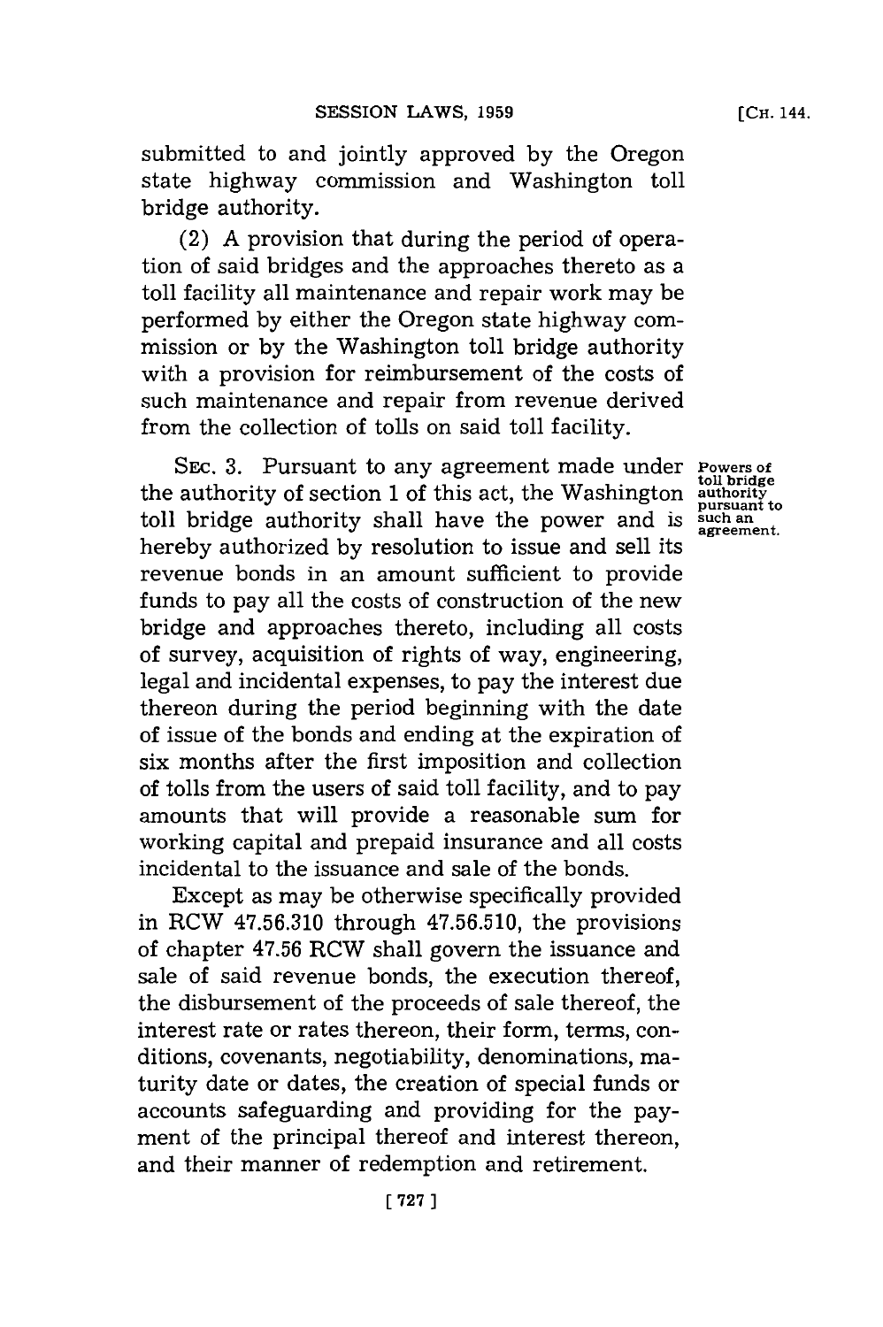submitted to and jointly approved by the Oregon state highway commission and Washington toll bridge authority.

(2) A provision that during the period of operation of said bridges and the approaches thereto as a toll facility all maintenance and repair work may be performed by either the Oregon state highway commission or by the Washington toll bridge authority with a provision for reimbursement of the costs of such maintenance and repair from revenue derived from the collection of tolls on said toll facility.

SEC. 3. Pursuant to any agreement made under the authority of section 1 of this act, the Washington toll bridge authority shall have the power and is hereby authorized by resolution to issue and sell its revenue bonds in an amount sufficient to provide funds to pay all the costs of construction of the new bridge and approaches thereto, including all costs of survey, acquisition of rights of way, engineering, legal and incidental expenses, to pay the interest due thereon during the period beginning with the date of issue of the bonds and ending at the expiration of six months after the first imposition and collection of tolls from the users of said toll facility, and to pay amounts that will provide a reasonable sum for working capital and prepaid insurance and all costs incidental to the issuance and sale of the bonds.

*Powers of toll bridge authority pursuant to such an agreement.*

Except as may be otherwise specifically provided in RCW 47.56.310 through 47.56.510, the provisions of chapter 47.56 RCW shall govern the issuance and sale of said revenue bonds, the execution thereof, the disbursement of the proceeds of sale thereof, the interest rate or rates thereon, their form, terms, conditions, covenants, negotiability, denominations, maturity date or dates, the creation of special funds or accounts safeguarding and providing for the payment of the principal thereof and interest thereon, and their manner of redemption and retirement.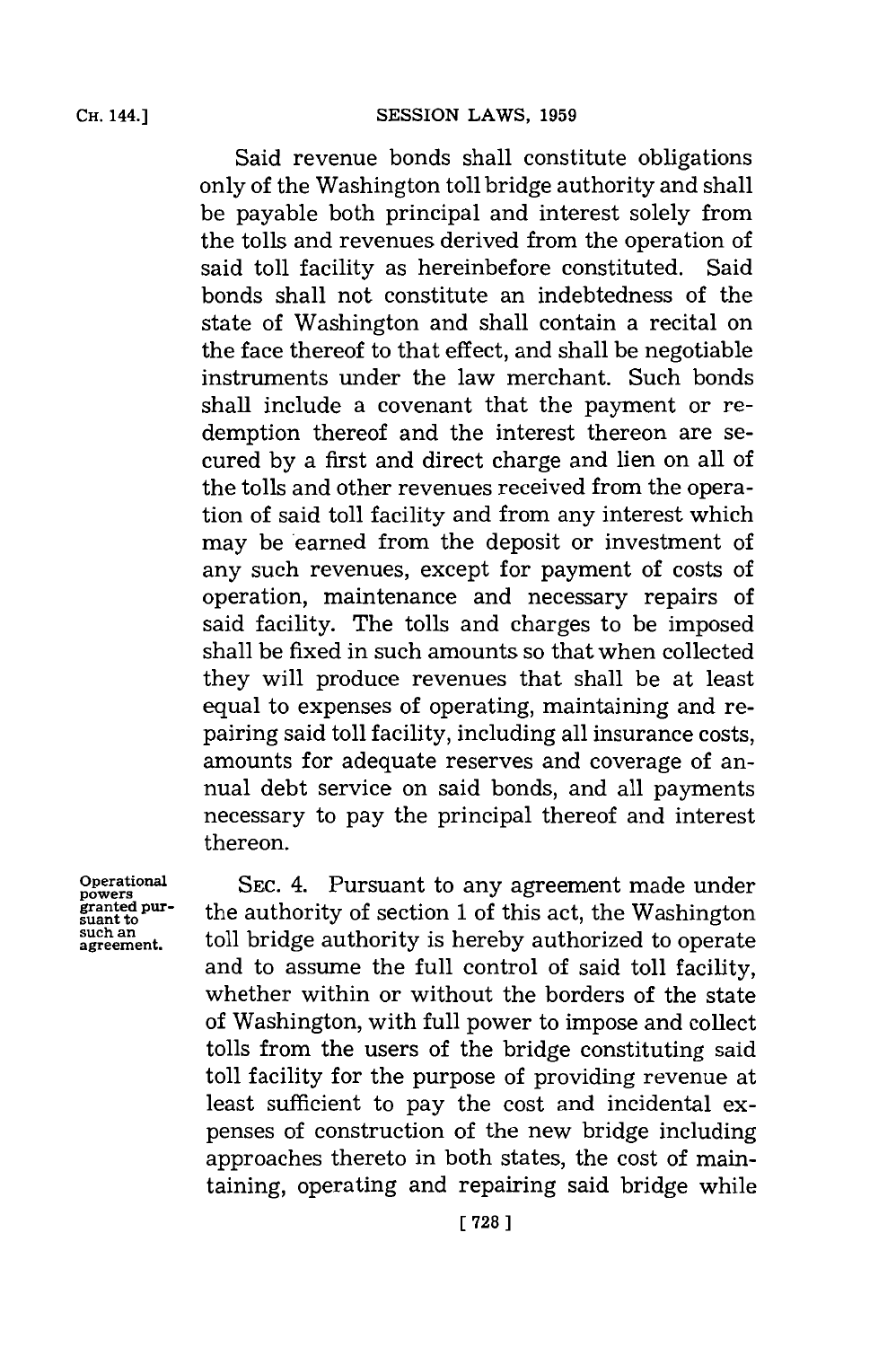Said revenue bonds shall constitute obligations only of the Washington toll bridge authority and shall be payable both principal and interest solely from the tolls and revenues derived from the operation of said toll facility as hereinbefore constituted. Said bonds shall not constitute an indebtedness of the state of Washington and shall contain a recital on the face thereof to that effect, and shall be negotiable instruments under the law merchant. Such bonds shall include a covenant that the payment or redemption thereof and the interest thereon are secured by a first and direct charge and lien on all of the tolls and other revenues received from the operation of said toll facility and from any interest which may be earned from the deposit or investment of any such revenues, except for payment of costs of operation, maintenance and necessary repairs of said facility. The tolls and charges to be imposed shall be fixed in such amounts so that when collected they will produce revenues that shall be at least equal to expenses of operating, maintaining and repairing said toll facility, including all insurance costs, amounts for adequate reserves and coverage of annual debt service on said bonds, and all payments necessary to pay the principal thereof and interest thereon.

Operational powers granted pursuant to such an agreement.

SEC. 4. Pursuant to any agreement made under the authority of section 1 of this act, the Washington toll bridge authority is hereby authorized to operate and to assume the full control of said toll facility, whether within or without the borders of the state of Washington, with full power to impose and collect tolls from the users of the bridge constituting said toll facility for the purpose of providing revenue at least sufficient to pay the cost and incidental expenses of construction of the new bridge including approaches thereto in both states, the cost of maintaining, operating and repairing said bridge while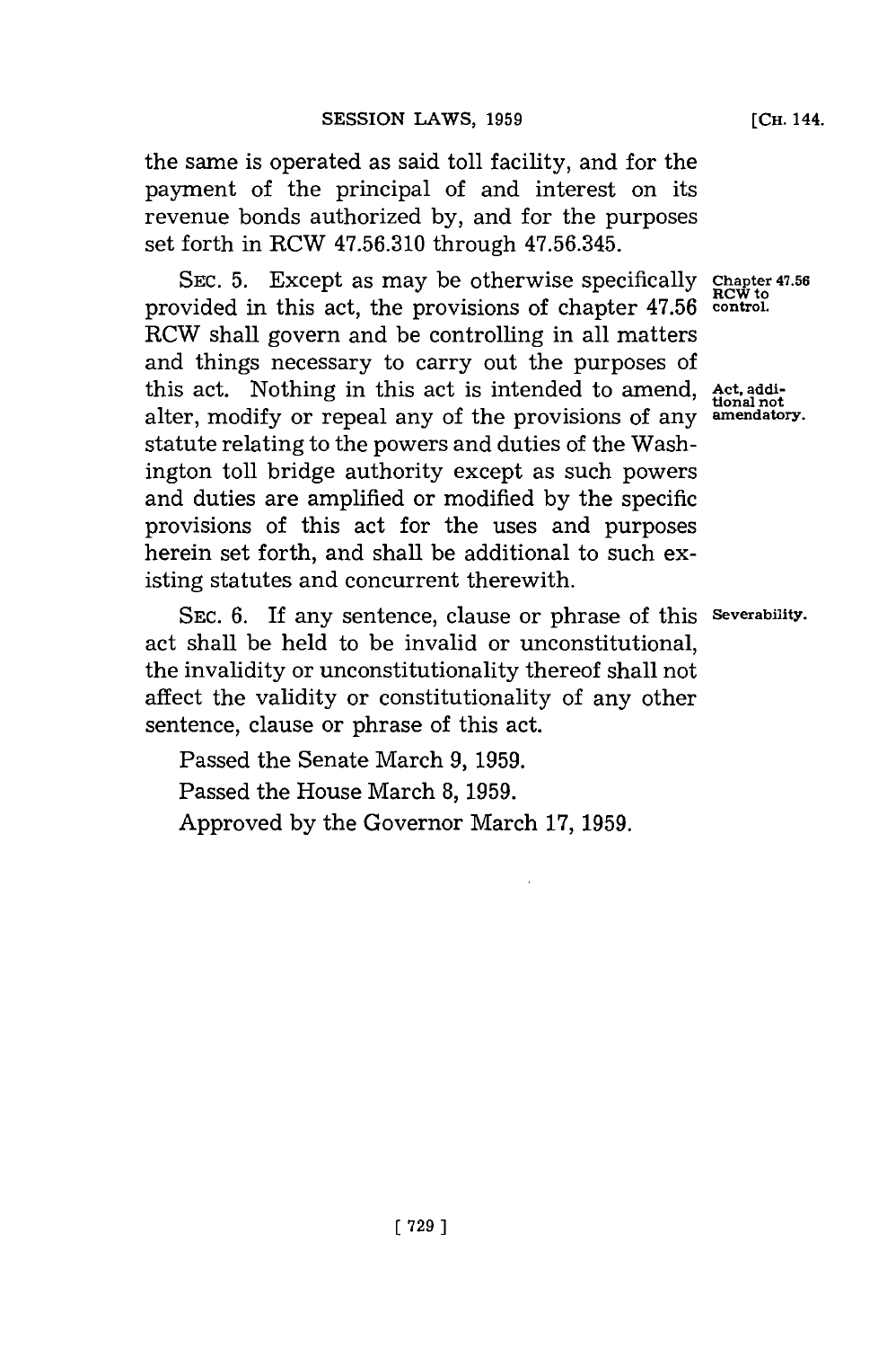the same is operated as said toll facility, and for the payment of the principal of and interest on its revenue bonds authorized by, and for the purposes set forth in RCW 47.56.310 through 47.56.345.

SEC. 5. Except as may be otherwise specifically provided in this act, the provisions of chapter 47.56 RCW shall govern and be controlling in all matters and things necessary to carry out the purposes of this act. Nothing in this act is intended to amend, alter, modify or repeal any of the provisions of any statute relating to the powers and duties of the Washington toll bridge authority except as such powers and duties are amplified or modified by the specific provisions of this act for the uses and purposes herein set forth, and shall be additional to such existing statutes and concurrent therewith.

**Chapter 47.56 RCW to control.**

**Act, additional not amendatory.**

SEC. 6. If any sentence, clause or phrase of this act shall be held to be invalid or unconstitutional, the invalidity or unconstitutionality thereof shall not affect the validity or constitutionality of any other sentence, clause or phrase of this act.

**Severability.**

Passed the Senate March 9, 1959.

Passed the House March 8, 1959.

Approved by the Governor March 17, 1959.